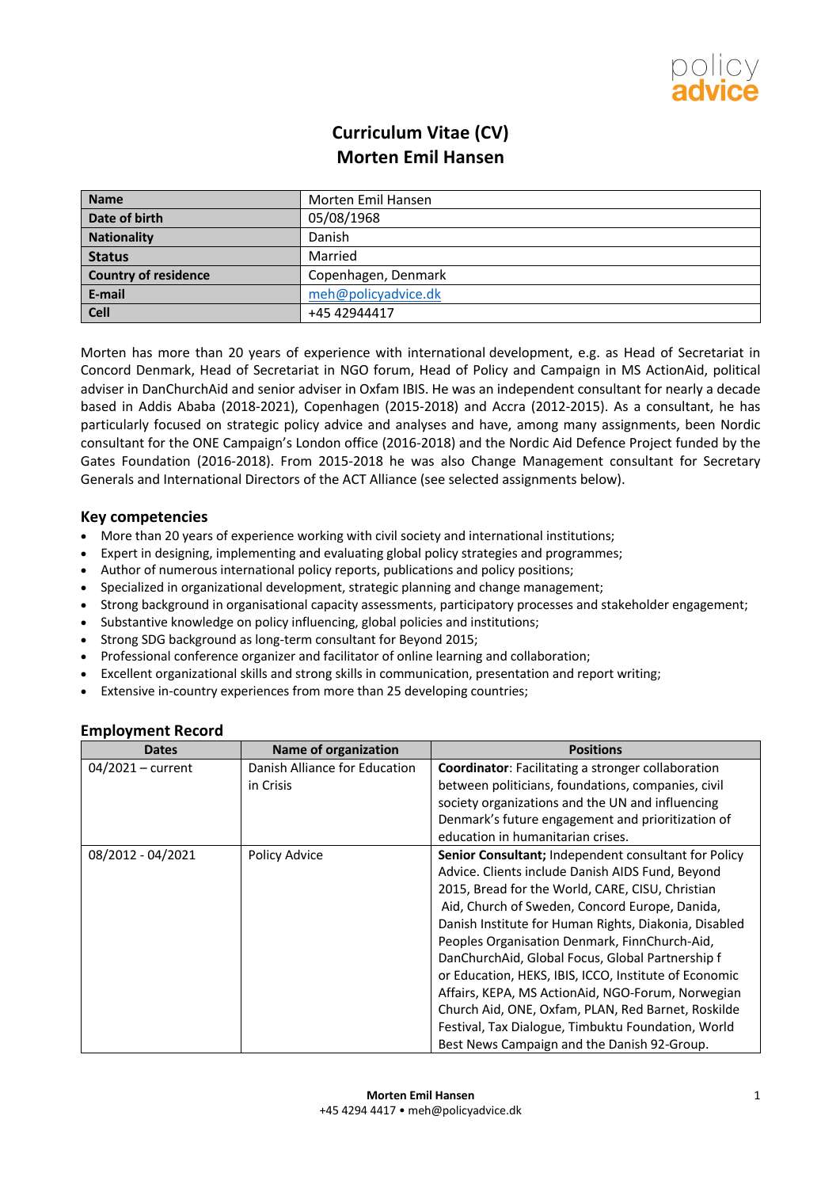# Curriculum Vitae (CV)
# Morten Emil Hansen

| | |
|---|---|
| **Name** | Morten Emil Hansen |
| **Date of birth** | 05/08/1968 |
| **Nationality** | Danish |
| **Status** | Married |
| **Country of residence** | Copenhagen, Denmark |
| **E-mail** | meh@policyadvice.dk |
| **Cell** | +45 42944417 |

Morten has more than 20 years of experience with international development, e.g. as Head of Secretariat in Concord Denmark, Head of Secretariat in NGO forum, Head of Policy and Campaign in MS ActionAid, political adviser in DanChurchAid and senior adviser in Oxfam IBIS. He was an independent consultant for nearly a decade based in Addis Ababa (2018-2021), Copenhagen (2015-2018) and Accra (2012-2015). As a consultant, he has particularly focused on strategic policy advice and analyses and have, among many assignments, been Nordic consultant for the ONE Campaign's London office (2016-2018) and the Nordic Aid Defence Project funded by the Gates Foundation (2016-2018). From 2015-2018 he was also Change Management consultant for Secretary Generals and International Directors of the ACT Alliance (see selected assignments below).

## Key competencies

- More than 20 years of experience working with civil society and international institutions;
- Expert in designing, implementing and evaluating global policy strategies and programmes;
- Author of numerous international policy reports, publications and policy positions;
- Specialized in organizational development, strategic planning and change management;
- Strong background in organisational capacity assessments, participatory processes and stakeholder engagement;
- Substantive knowledge on policy influencing, global policies and institutions;
- Strong SDG background as long-term consultant for Beyond 2015;
- Professional conference organizer and facilitator of online learning and collaboration;
- Excellent organizational skills and strong skills in communication, presentation and report writing;
- Extensive in-country experiences from more than 25 developing countries;

## Employment Record

| Dates | Name of organization | Positions |
|---|---|---|
| 04/2021 – current | Danish Alliance for Education in Crisis | **Coordinator**: Facilitating a stronger collaboration between politicians, foundations, companies, civil society organizations and the UN and influencing Denmark's future engagement and prioritization of education in humanitarian crises. |
| 08/2012 - 04/2021 | Policy Advice | **Senior Consultant;** Independent consultant for Policy Advice. Clients include Danish AIDS Fund, Beyond 2015, Bread for the World, CARE, CISU, Christian Aid, Church of Sweden, Concord Europe, Danida, Danish Institute for Human Rights, Diakonia, Disabled Peoples Organisation Denmark, FinnChurch-Aid, DanChurchAid, Global Focus, Global Partnership f or Education, HEKS, IBIS, ICCO, Institute of Economic Affairs, KEPA, MS ActionAid, NGO-Forum, Norwegian Church Aid, ONE, Oxfam, PLAN, Red Barnet, Roskilde Festival, Tax Dialogue, Timbuktu Foundation, World Best News Campaign and the Danish 92-Group. |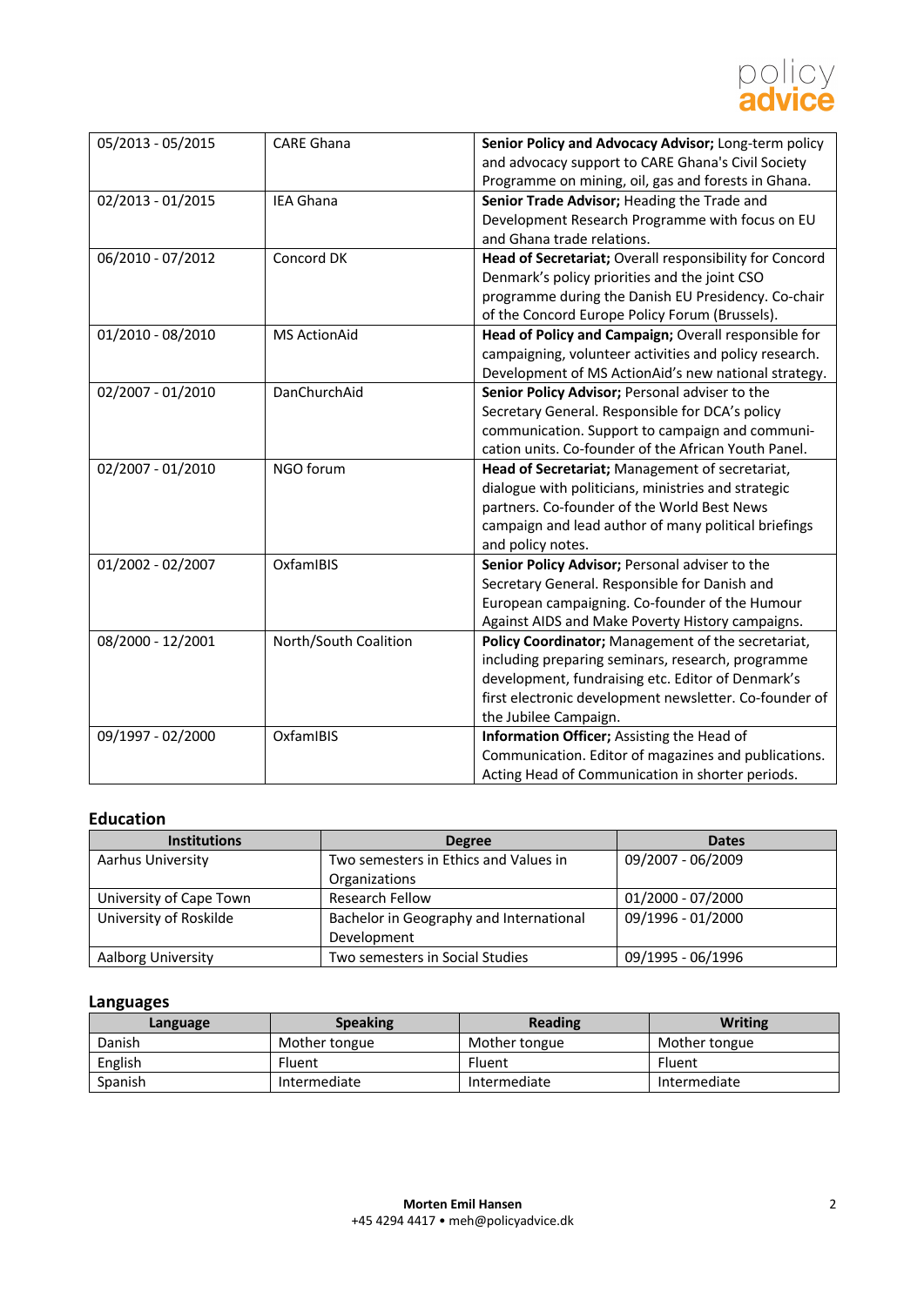| | | |
|---|---|---|
| 05/2013 - 05/2015 | CARE Ghana | **Senior Policy and Advocacy Advisor;** Long-term policy and advocacy support to CARE Ghana's Civil Society Programme on mining, oil, gas and forests in Ghana. |
| 02/2013 - 01/2015 | IEA Ghana | **Senior Trade Advisor;** Heading the Trade and Development Research Programme with focus on EU and Ghana trade relations. |
| 06/2010 - 07/2012 | Concord DK | **Head of Secretariat;** Overall responsibility for Concord Denmark's policy priorities and the joint CSO programme during the Danish EU Presidency. Co-chair of the Concord Europe Policy Forum (Brussels). |
| 01/2010 - 08/2010 | MS ActionAid | **Head of Policy and Campaign;** Overall responsible for campaigning, volunteer activities and policy research. Development of MS ActionAid's new national strategy. |
| 02/2007 - 01/2010 | DanChurchAid | **Senior Policy Advisor;** Personal adviser to the Secretary General. Responsible for DCA's policy communication. Support to campaign and communication units. Co-founder of the African Youth Panel. |
| 02/2007 - 01/2010 | NGO forum | **Head of Secretariat;** Management of secretariat, dialogue with politicians, ministries and strategic partners. Co-founder of the World Best News campaign and lead author of many political briefings and policy notes. |
| 01/2002 - 02/2007 | OxfamIBIS | **Senior Policy Advisor;** Personal adviser to the Secretary General. Responsible for Danish and European campaigning. Co-founder of the Humour Against AIDS and Make Poverty History campaigns. |
| 08/2000 - 12/2001 | North/South Coalition | **Policy Coordinator;** Management of the secretariat, including preparing seminars, research, programme development, fundraising etc. Editor of Denmark's first electronic development newsletter. Co-founder of the Jubilee Campaign. |
| 09/1997 - 02/2000 | OxfamIBIS | **Information Officer;** Assisting the Head of Communication. Editor of magazines and publications. Acting Head of Communication in shorter periods. |

## Education

| Institutions | Degree | Dates |
|---|---|---|
| Aarhus University | Two semesters in Ethics and Values in Organizations | 09/2007 - 06/2009 |
| University of Cape Town | Research Fellow | 01/2000 - 07/2000 |
| University of Roskilde | Bachelor in Geography and International Development | 09/1996 - 01/2000 |
| Aalborg University | Two semesters in Social Studies | 09/1995 - 06/1996 |

## Languages

| Language | Speaking | Reading | Writing |
|---|---|---|---|
| Danish | Mother tongue | Mother tongue | Mother tongue |
| English | Fluent | Fluent | Fluent |
| Spanish | Intermediate | Intermediate | Intermediate |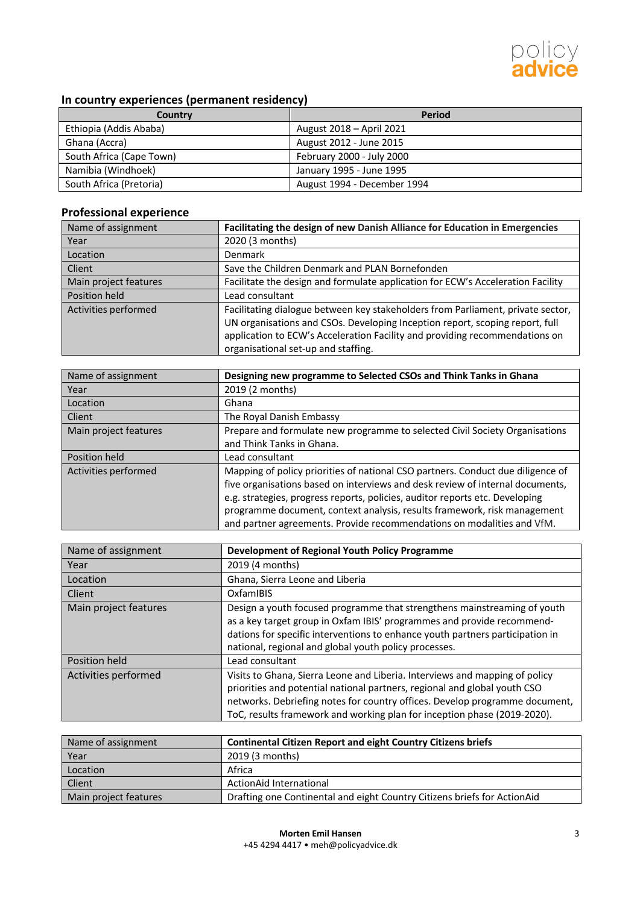## In country experiences (permanent residency)

| Country | Period |
| --- | --- |
| Ethiopia (Addis Ababa) | August 2018 – April 2021 |
| Ghana (Accra) | August 2012 - June 2015 |
| South Africa (Cape Town) | February 2000 - July 2000 |
| Namibia (Windhoek) | January 1995 - June 1995 |
| South Africa (Pretoria) | August 1994 - December 1994 |

## Professional experience

| | |
| --- | --- |
| Name of assignment | **Facilitating the design of new Danish Alliance for Education in Emergencies** |
| Year | 2020 (3 months) |
| Location | Denmark |
| Client | Save the Children Denmark and PLAN Bornefonden |
| Main project features | Facilitate the design and formulate application for ECW's Acceleration Facility |
| Position held | Lead consultant |
| Activities performed | Facilitating dialogue between key stakeholders from Parliament, private sector, UN organisations and CSOs. Developing Inception report, scoping report, full application to ECW's Acceleration Facility and providing recommendations on organisational set-up and staffing. |

| | |
| --- | --- |
| Name of assignment | **Designing new programme to Selected CSOs and Think Tanks in Ghana** |
| Year | 2019 (2 months) |
| Location | Ghana |
| Client | The Royal Danish Embassy |
| Main project features | Prepare and formulate new programme to selected Civil Society Organisations and Think Tanks in Ghana. |
| Position held | Lead consultant |
| Activities performed | Mapping of policy priorities of national CSO partners. Conduct due diligence of five organisations based on interviews and desk review of internal documents, e.g. strategies, progress reports, policies, auditor reports etc. Developing programme document, context analysis, results framework, risk management and partner agreements. Provide recommendations on modalities and VfM. |

| | |
| --- | --- |
| Name of assignment | **Development of Regional Youth Policy Programme** |
| Year | 2019 (4 months) |
| Location | Ghana, Sierra Leone and Liberia |
| Client | OxfamIBIS |
| Main project features | Design a youth focused programme that strengthens mainstreaming of youth as a key target group in Oxfam IBIS' programmes and provide recommend-dations for specific interventions to enhance youth partners participation in national, regional and global youth policy processes. |
| Position held | Lead consultant |
| Activities performed | Visits to Ghana, Sierra Leone and Liberia. Interviews and mapping of policy priorities and potential national partners, regional and global youth CSO networks. Debriefing notes for country offices. Develop programme document, ToC, results framework and working plan for inception phase (2019-2020). |

| | |
| --- | --- |
| Name of assignment | **Continental Citizen Report and eight Country Citizens briefs** |
| Year | 2019 (3 months) |
| Location | Africa |
| Client | ActionAid International |
| Main project features | Drafting one Continental and eight Country Citizens briefs for ActionAid |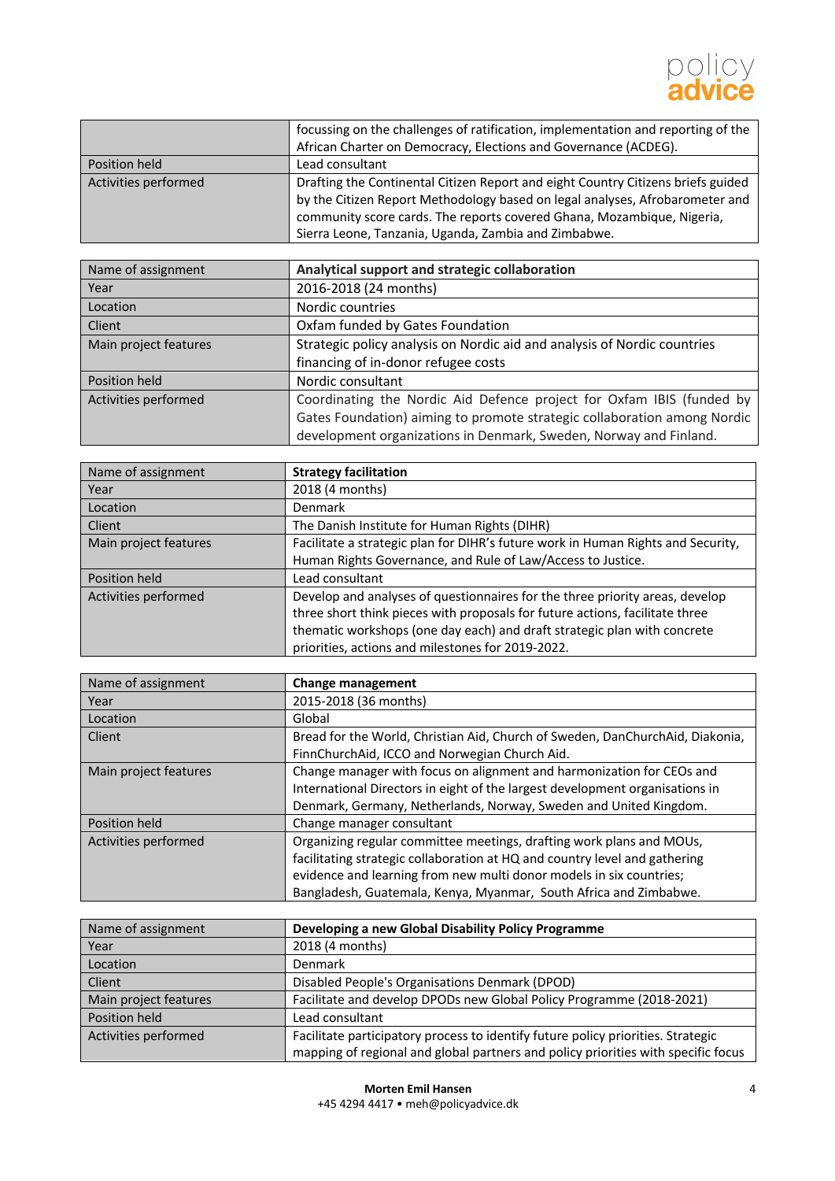| | |
|---|---|
| | focussing on the challenges of ratification, implementation and reporting of the African Charter on Democracy, Elections and Governance (ACDEG). |
| Position held | Lead consultant |
| Activities performed | Drafting the Continental Citizen Report and eight Country Citizens briefs guided by the Citizen Report Methodology based on legal analyses, Afrobarometer and community score cards. The reports covered Ghana, Mozambique, Nigeria, Sierra Leone, Tanzania, Uganda, Zambia and Zimbabwe. |

| Name of assignment | **Analytical support and strategic collaboration** |
|---|---|
| Year | 2016-2018 (24 months) |
| Location | Nordic countries |
| Client | Oxfam funded by Gates Foundation |
| Main project features | Strategic policy analysis on Nordic aid and analysis of Nordic countries financing of in-donor refugee costs |
| Position held | Nordic consultant |
| Activities performed | Coordinating the Nordic Aid Defence project for Oxfam IBIS (funded by Gates Foundation) aiming to promote strategic collaboration among Nordic development organizations in Denmark, Sweden, Norway and Finland. |

| Name of assignment | **Strategy facilitation** |
|---|---|
| Year | 2018 (4 months) |
| Location | Denmark |
| Client | The Danish Institute for Human Rights (DIHR) |
| Main project features | Facilitate a strategic plan for DIHR's future work in Human Rights and Security, Human Rights Governance, and Rule of Law/Access to Justice. |
| Position held | Lead consultant |
| Activities performed | Develop and analyses of questionnaires for the three priority areas, develop three short think pieces with proposals for future actions, facilitate three thematic workshops (one day each) and draft strategic plan with concrete priorities, actions and milestones for 2019-2022. |

| Name of assignment | **Change management** |
|---|---|
| Year | 2015-2018 (36 months) |
| Location | Global |
| Client | Bread for the World, Christian Aid, Church of Sweden, DanChurchAid, Diakonia, FinnChurchAid, ICCO and Norwegian Church Aid. |
| Main project features | Change manager with focus on alignment and harmonization for CEOs and International Directors in eight of the largest development organisations in Denmark, Germany, Netherlands, Norway, Sweden and United Kingdom. |
| Position held | Change manager consultant |
| Activities performed | Organizing regular committee meetings, drafting work plans and MOUs, facilitating strategic collaboration at HQ and country level and gathering evidence and learning from new multi donor models in six countries; Bangladesh, Guatemala, Kenya, Myanmar, South Africa and Zimbabwe. |

| Name of assignment | **Developing a new Global Disability Policy Programme** |
|---|---|
| Year | 2018 (4 months) |
| Location | Denmark |
| Client | Disabled People's Organisations Denmark (DPOD) |
| Main project features | Facilitate and develop DPODs new Global Policy Programme (2018-2021) |
| Position held | Lead consultant |
| Activities performed | Facilitate participatory process to identify future policy priorities. Strategic mapping of regional and global partners and policy priorities with specific focus |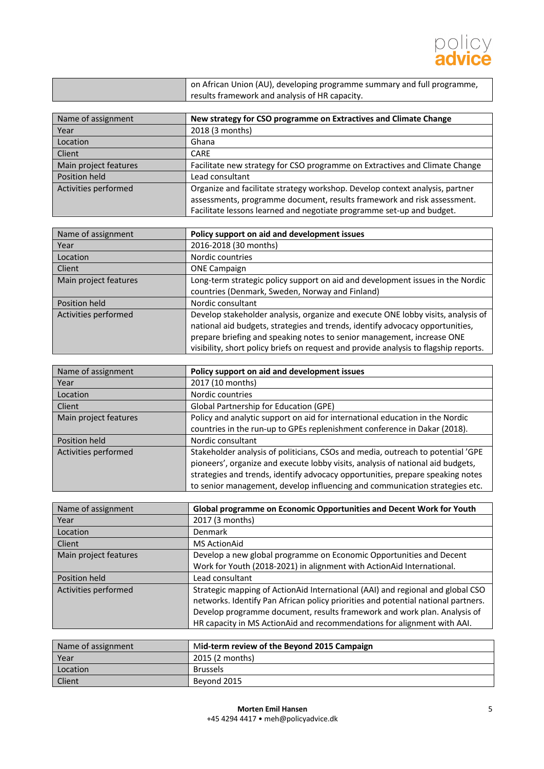| | |
|---|---|
| | on African Union (AU), developing programme summary and full programme, results framework and analysis of HR capacity. |

| Name of assignment | **New strategy for CSO programme on Extractives and Climate Change** |
|---|---|
| Year | 2018 (3 months) |
| Location | Ghana |
| Client | CARE |
| Main project features | Facilitate new strategy for CSO programme on Extractives and Climate Change |
| Position held | Lead consultant |
| Activities performed | Organize and facilitate strategy workshop. Develop context analysis, partner assessments, programme document, results framework and risk assessment. Facilitate lessons learned and negotiate programme set-up and budget. |

| Name of assignment | **Policy support on aid and development issues** |
|---|---|
| Year | 2016-2018 (30 months) |
| Location | Nordic countries |
| Client | ONE Campaign |
| Main project features | Long-term strategic policy support on aid and development issues in the Nordic countries (Denmark, Sweden, Norway and Finland) |
| Position held | Nordic consultant |
| Activities performed | Develop stakeholder analysis, organize and execute ONE lobby visits, analysis of national aid budgets, strategies and trends, identify advocacy opportunities, prepare briefing and speaking notes to senior management, increase ONE visibility, short policy briefs on request and provide analysis to flagship reports. |

| Name of assignment | **Policy support on aid and development issues** |
|---|---|
| Year | 2017 (10 months) |
| Location | Nordic countries |
| Client | Global Partnership for Education (GPE) |
| Main project features | Policy and analytic support on aid for international education in the Nordic countries in the run-up to GPEs replenishment conference in Dakar (2018). |
| Position held | Nordic consultant |
| Activities performed | Stakeholder analysis of politicians, CSOs and media, outreach to potential 'GPE pioneers', organize and execute lobby visits, analysis of national aid budgets, strategies and trends, identify advocacy opportunities, prepare speaking notes to senior management, develop influencing and communication strategies etc. |

| Name of assignment | **Global programme on Economic Opportunities and Decent Work for Youth** |
|---|---|
| Year | 2017 (3 months) |
| Location | Denmark |
| Client | MS ActionAid |
| Main project features | Develop a new global programme on Economic Opportunities and Decent Work for Youth (2018-2021) in alignment with ActionAid International. |
| Position held | Lead consultant |
| Activities performed | Strategic mapping of ActionAid International (AAI) and regional and global CSO networks. Identify Pan African policy priorities and potential national partners. Develop programme document, results framework and work plan. Analysis of HR capacity in MS ActionAid and recommendations for alignment with AAI. |

| Name of assignment | **Mid-term review of the Beyond 2015 Campaign** |
|---|---|
| Year | 2015 (2 months) |
| Location | Brussels |
| Client | Beyond 2015 |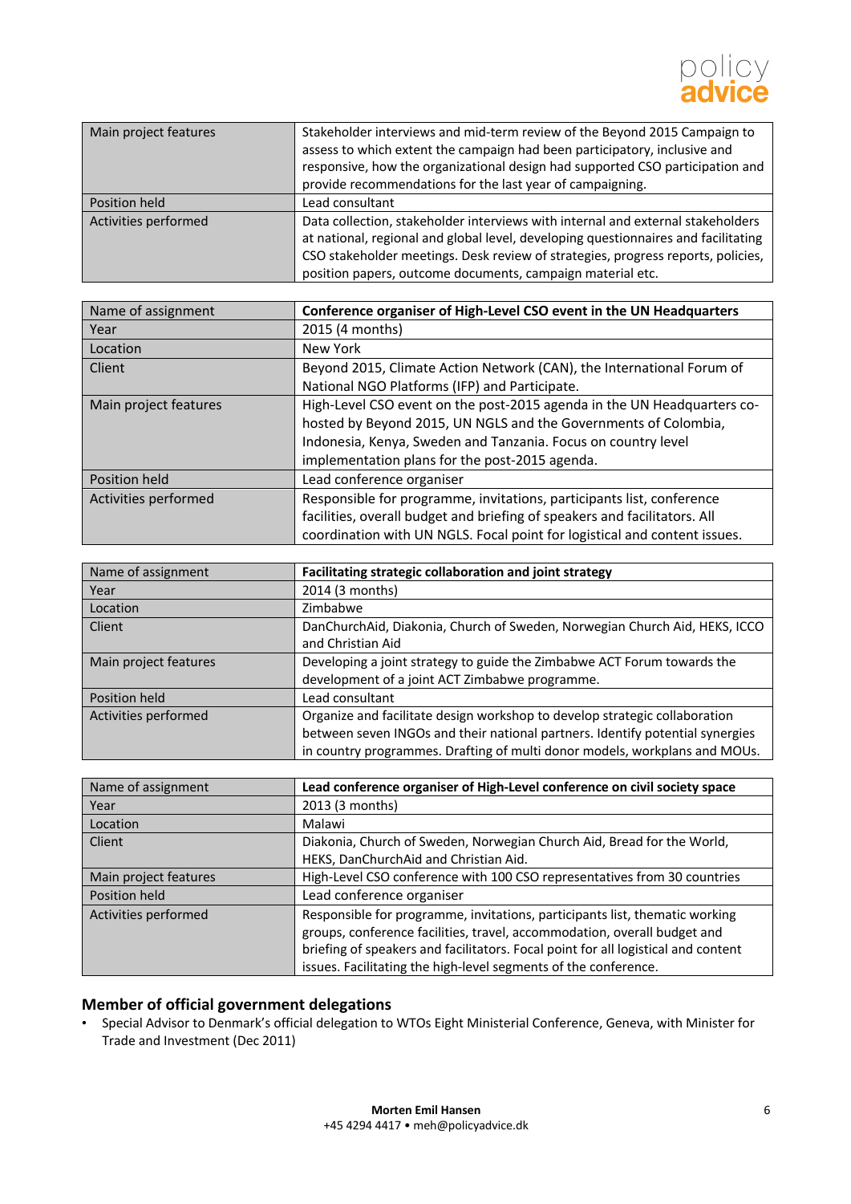| | |
|---|---|
| Main project features | Stakeholder interviews and mid-term review of the Beyond 2015 Campaign to assess to which extent the campaign had been participatory, inclusive and responsive, how the organizational design had supported CSO participation and provide recommendations for the last year of campaigning. |
| Position held | Lead consultant |
| Activities performed | Data collection, stakeholder interviews with internal and external stakeholders at national, regional and global level, developing questionnaires and facilitating CSO stakeholder meetings. Desk review of strategies, progress reports, policies, position papers, outcome documents, campaign material etc. |

| Name of assignment | **Conference organiser of High-Level CSO event in the UN Headquarters** |
|---|---|
| Year | 2015 (4 months) |
| Location | New York |
| Client | Beyond 2015, Climate Action Network (CAN), the International Forum of National NGO Platforms (IFP) and Participate. |
| Main project features | High-Level CSO event on the post-2015 agenda in the UN Headquarters co-hosted by Beyond 2015, UN NGLS and the Governments of Colombia, Indonesia, Kenya, Sweden and Tanzania. Focus on country level implementation plans for the post-2015 agenda. |
| Position held | Lead conference organiser |
| Activities performed | Responsible for programme, invitations, participants list, conference facilities, overall budget and briefing of speakers and facilitators. All coordination with UN NGLS. Focal point for logistical and content issues. |

| Name of assignment | **Facilitating strategic collaboration and joint strategy** |
|---|---|
| Year | 2014 (3 months) |
| Location | Zimbabwe |
| Client | DanChurchAid, Diakonia, Church of Sweden, Norwegian Church Aid, HEKS, ICCO and Christian Aid |
| Main project features | Developing a joint strategy to guide the Zimbabwe ACT Forum towards the development of a joint ACT Zimbabwe programme. |
| Position held | Lead consultant |
| Activities performed | Organize and facilitate design workshop to develop strategic collaboration between seven INGOs and their national partners. Identify potential synergies in country programmes. Drafting of multi donor models, workplans and MOUs. |

| Name of assignment | **Lead conference organiser of High-Level conference on civil society space** |
|---|---|
| Year | 2013 (3 months) |
| Location | Malawi |
| Client | Diakonia, Church of Sweden, Norwegian Church Aid, Bread for the World, HEKS, DanChurchAid and Christian Aid. |
| Main project features | High-Level CSO conference with 100 CSO representatives from 30 countries |
| Position held | Lead conference organiser |
| Activities performed | Responsible for programme, invitations, participants list, thematic working groups, conference facilities, travel, accommodation, overall budget and briefing of speakers and facilitators. Focal point for all logistical and content issues. Facilitating the high-level segments of the conference. |

## Member of official government delegations

- Special Advisor to Denmark's official delegation to WTOs Eight Ministerial Conference, Geneva, with Minister for Trade and Investment (Dec 2011)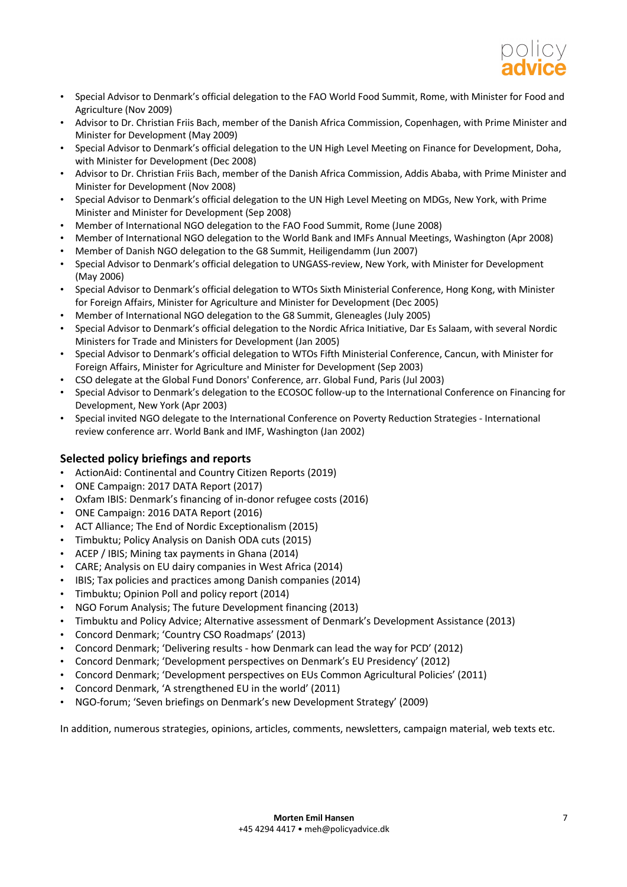- Special Advisor to Denmark's official delegation to the FAO World Food Summit, Rome, with Minister for Food and Agriculture (Nov 2009)
- Advisor to Dr. Christian Friis Bach, member of the Danish Africa Commission, Copenhagen, with Prime Minister and Minister for Development (May 2009)
- Special Advisor to Denmark's official delegation to the UN High Level Meeting on Finance for Development, Doha, with Minister for Development (Dec 2008)
- Advisor to Dr. Christian Friis Bach, member of the Danish Africa Commission, Addis Ababa, with Prime Minister and Minister for Development (Nov 2008)
- Special Advisor to Denmark's official delegation to the UN High Level Meeting on MDGs, New York, with Prime Minister and Minister for Development (Sep 2008)
- Member of International NGO delegation to the FAO Food Summit, Rome (June 2008)
- Member of International NGO delegation to the World Bank and IMFs Annual Meetings, Washington (Apr 2008)
- Member of Danish NGO delegation to the G8 Summit, Heiligendamm (Jun 2007)
- Special Advisor to Denmark's official delegation to UNGASS-review, New York, with Minister for Development (May 2006)
- Special Advisor to Denmark's official delegation to WTOs Sixth Ministerial Conference, Hong Kong, with Minister for Foreign Affairs, Minister for Agriculture and Minister for Development (Dec 2005)
- Member of International NGO delegation to the G8 Summit, Gleneagles (July 2005)
- Special Advisor to Denmark's official delegation to the Nordic Africa Initiative, Dar Es Salaam, with several Nordic Ministers for Trade and Ministers for Development (Jan 2005)
- Special Advisor to Denmark's official delegation to WTOs Fifth Ministerial Conference, Cancun, with Minister for Foreign Affairs, Minister for Agriculture and Minister for Development (Sep 2003)
- CSO delegate at the Global Fund Donors' Conference, arr. Global Fund, Paris (Jul 2003)
- Special Advisor to Denmark's delegation to the ECOSOC follow-up to the International Conference on Financing for Development, New York (Apr 2003)
- Special invited NGO delegate to the International Conference on Poverty Reduction Strategies - International review conference arr. World Bank and IMF, Washington (Jan 2002)

## Selected policy briefings and reports

- ActionAid: Continental and Country Citizen Reports (2019)
- ONE Campaign: 2017 DATA Report (2017)
- Oxfam IBIS: Denmark's financing of in-donor refugee costs (2016)
- ONE Campaign: 2016 DATA Report (2016)
- ACT Alliance; The End of Nordic Exceptionalism (2015)
- Timbuktu; Policy Analysis on Danish ODA cuts (2015)
- ACEP / IBIS; Mining tax payments in Ghana (2014)
- CARE; Analysis on EU dairy companies in West Africa (2014)
- IBIS; Tax policies and practices among Danish companies (2014)
- Timbuktu; Opinion Poll and policy report (2014)
- NGO Forum Analysis; The future Development financing (2013)
- Timbuktu and Policy Advice; Alternative assessment of Denmark's Development Assistance (2013)
- Concord Denmark; 'Country CSO Roadmaps' (2013)
- Concord Denmark; 'Delivering results - how Denmark can lead the way for PCD' (2012)
- Concord Denmark; 'Development perspectives on Denmark's EU Presidency' (2012)
- Concord Denmark; 'Development perspectives on EUs Common Agricultural Policies' (2011)
- Concord Denmark, 'A strengthened EU in the world' (2011)
- NGO-forum; 'Seven briefings on Denmark's new Development Strategy' (2009)

In addition, numerous strategies, opinions, articles, comments, newsletters, campaign material, web texts etc.